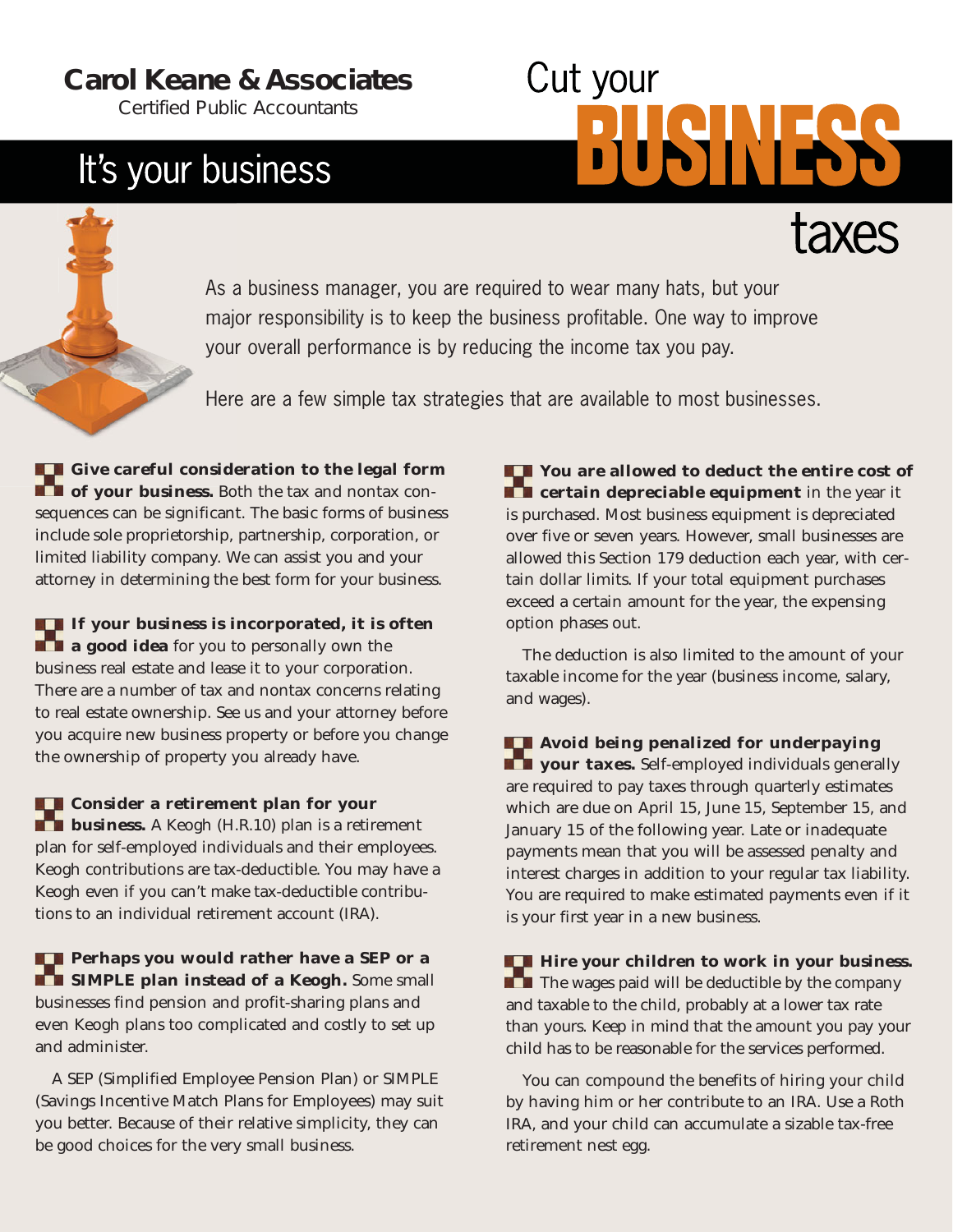**Carol Keane & Associates**
Certified Public Accountants

## It's your business

# Cut your BUSINESS taxes

As a business manager, you are required to wear many hats, but your major responsibility is to keep the business profitable. One way to improve your overall performance is by reducing the income tax you pay.

Here are a few simple tax strategies that are available to most businesses.

**Give careful consideration to the legal form of your business.** Both the tax and nontax consequences can be significant. The basic forms of business include sole proprietorship, partnership, corporation, or limited liability company. We can assist you and your attorney in determining the best form for your business.

**If your business is incorporated, it is often a good idea** for you to personally own the business real estate and lease it to your corporation. There are a number of tax and nontax concerns relating to real estate ownership. See us and your attorney before you acquire new business property or before you change the ownership of property you already have.

**Consider a retirement plan for your business.** A Keogh (H.R.10) plan is a retirement plan for self-employed individuals and their employees. Keogh contributions are tax-deductible. You may have a Keogh even if you can't make tax-deductible contributions to an individual retirement account (IRA).

**Perhaps you would rather have a SEP or a SIMPLE plan instead of a Keogh.** Some small businesses find pension and profit-sharing plans and even Keogh plans too complicated and costly to set up and administer.

A SEP (Simplified Employee Pension Plan) or SIMPLE (Savings Incentive Match Plans for Employees) may suit you better. Because of their relative simplicity, they can be good choices for the very small business.

**You are allowed to deduct the entire cost of certain depreciable equipment** in the year it is purchased. Most business equipment is depreciated over five or seven years. However, small businesses are allowed this Section 179 deduction each year, with certain dollar limits. If your total equipment purchases exceed a certain amount for the year, the expensing option phases out.

The deduction is also limited to the amount of your taxable income for the year (business income, salary, and wages).

**Avoid being penalized for underpaying your taxes.** Self-employed individuals generally are required to pay taxes through quarterly estimates which are due on April 15, June 15, September 15, and January 15 of the following year. Late or inadequate payments mean that you will be assessed penalty and interest charges in addition to your regular tax liability. You are required to make estimated payments even if it is your first year in a new business.

**Hire your children to work in your business.** The wages paid will be deductible by the company and taxable to the child, probably at a lower tax rate than yours. Keep in mind that the amount you pay your child has to be reasonable for the services performed.

You can compound the benefits of hiring your child by having him or her contribute to an IRA. Use a Roth IRA, and your child can accumulate a sizable tax-free retirement nest egg.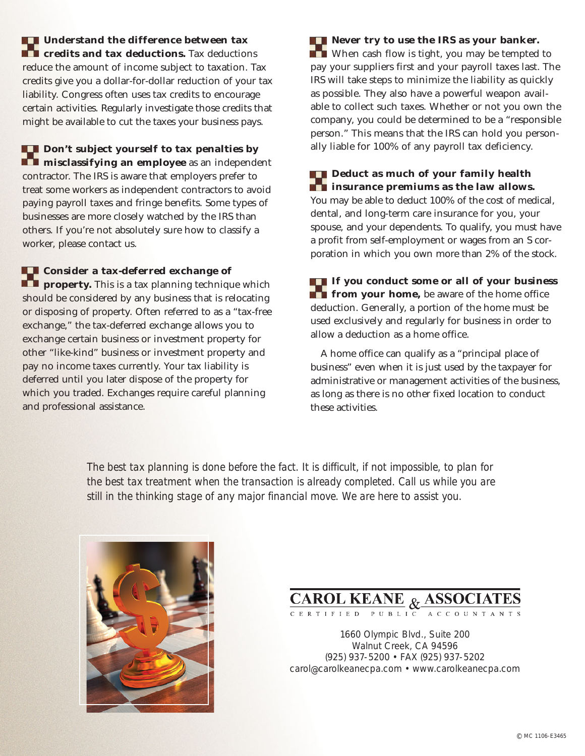**Understand the difference between tax credits and tax deductions.** Tax deductions reduce the amount of income subject to taxation. Tax credits give you a dollar-for-dollar reduction of your tax liability. Congress often uses tax credits to encourage certain activities. Regularly investigate those credits that might be available to cut the taxes your business pays.

**Don't subject yourself to tax penalties by misclassifying an employee** as an independent contractor. The IRS is aware that employers prefer to treat some workers as independent contractors to avoid paying payroll taxes and fringe benefits. Some types of businesses are more closely watched by the IRS than others. If you're not absolutely sure how to classify a worker, please contact us.

**Consider a tax-deferred exchange of property.** This is a tax planning technique which should be considered by any business that is relocating or disposing of property. Often referred to as a "tax-free exchange," the tax-deferred exchange allows you to exchange certain business or investment property for other "like-kind" business or investment property and pay no income taxes currently. Your tax liability is deferred until you later dispose of the property for which you traded. Exchanges require careful planning and professional assistance.

**Never try to use the IRS as your banker.** When cash flow is tight, you may be tempted to pay your suppliers first and your payroll taxes last. The IRS will take steps to minimize the liability as quickly as possible. They also have a powerful weapon available to collect such taxes. Whether or not you own the company, you could be determined to be a "responsible person." This means that the IRS can hold you personally liable for 100% of any payroll tax deficiency.

**Deduct as much of your family health insurance premiums as the law allows.** You may be able to deduct 100% of the cost of medical, dental, and long-term care insurance for you, your spouse, and your dependents. To qualify, you must have a profit from self-employment or wages from an S corporation in which you own more than 2% of the stock.

**If you conduct some or all of your business from your home,** be aware of the home office deduction. Generally, a portion of the home must be used exclusively and regularly for business in order to allow a deduction as a home office.

A home office can qualify as a "principal place of business" even when it is just used by the taxpayer for administrative or management activities of the business, as long as there is no other fixed location to conduct these activities.

*The best tax planning is done before the fact. It is difficult, if not impossible, to plan for the best tax treatment when the transaction is already completed. Call us while you are still in the thinking stage of any major financial move. We are here to assist you.*

**CAROL KEANE & ASSOCIATES**
CERTIFIED PUBLIC ACCOUNTANTS

1660 Olympic Blvd., Suite 200
Walnut Creek, CA 94596
(925) 937-5200 • FAX (925) 937-5202
carol@carolkeanecpa.com • www.carolkeanecpa.com

© MC 1106-E3465